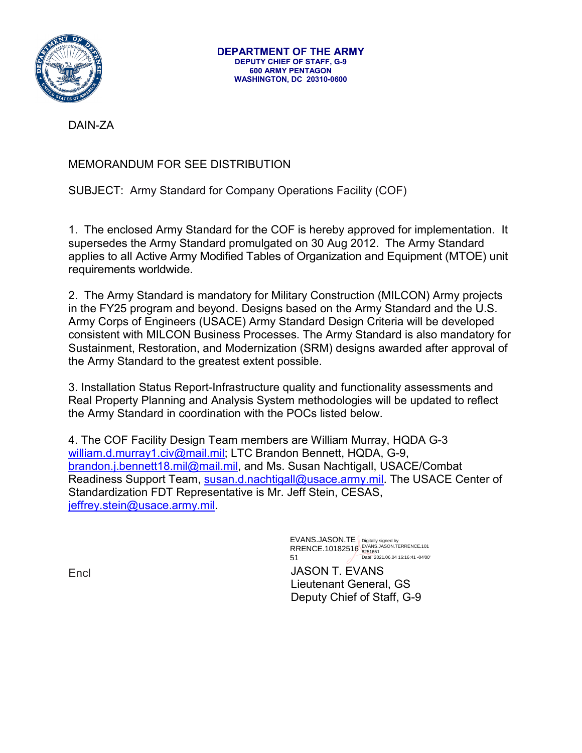**DEPARTMENT OF THE ARMY**
**DEPUTY CHIEF OF STAFF, G-9**
**600 ARMY PENTAGON**
**WASHINGTON, DC 20310-0600**

DAIN-ZA

MEMORANDUM FOR SEE DISTRIBUTION

SUBJECT: Army Standard for Company Operations Facility (COF)

1. The enclosed Army Standard for the COF is hereby approved for implementation. It supersedes the Army Standard promulgated on 30 Aug 2012. The Army Standard applies to all Active Army Modified Tables of Organization and Equipment (MTOE) unit requirements worldwide.

2. The Army Standard is mandatory for Military Construction (MILCON) Army projects in the FY25 program and beyond. Designs based on the Army Standard and the U.S. Army Corps of Engineers (USACE) Army Standard Design Criteria will be developed consistent with MILCON Business Processes. The Army Standard is also mandatory for Sustainment, Restoration, and Modernization (SRM) designs awarded after approval of the Army Standard to the greatest extent possible.

3. Installation Status Report-Infrastructure quality and functionality assessments and Real Property Planning and Analysis System methodologies will be updated to reflect the Army Standard in coordination with the POCs listed below.

4. The COF Facility Design Team members are William Murray, HQDA G-3 william.d.murray1.civ@mail.mil; LTC Brandon Bennett, HQDA, G-9, brandon.j.bennett18.mil@mail.mil, and Ms. Susan Nachtigall, USACE/Combat Readiness Support Team, susan.d.nachtigall@usace.army.mil. The USACE Center of Standardization FDT Representative is Mr. Jeff Stein, CESAS, jeffrey.stein@usace.army.mil.

EVANS.JASON.TERRENCE.1018251651
Digitally signed by EVANS.JASON.TERRENCE.1018251651
Date: 2021.06.04 16:16:41 -04'00'

JASON T. EVANS
Lieutenant General, GS
Deputy Chief of Staff, G-9

Encl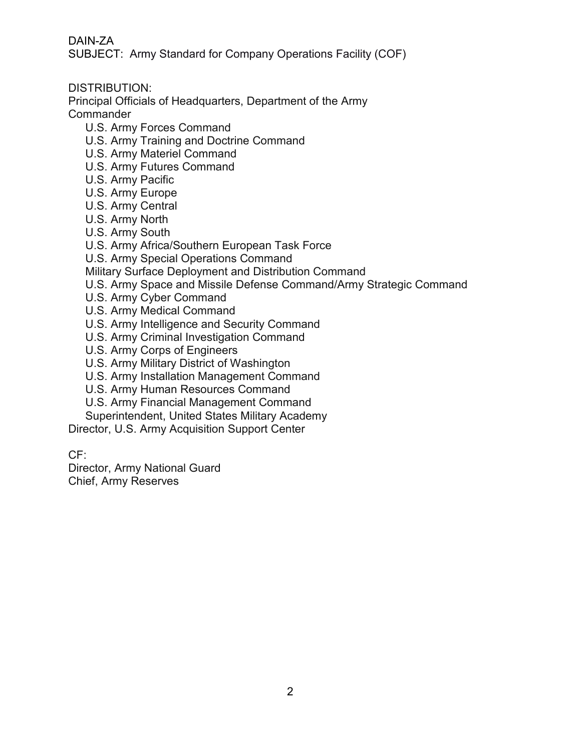DAIN-ZA
SUBJECT: Army Standard for Company Operations Facility (COF)

DISTRIBUTION:
Principal Officials of Headquarters, Department of the Army
Commander

- U.S. Army Forces Command
- U.S. Army Training and Doctrine Command
- U.S. Army Materiel Command
- U.S. Army Futures Command
- U.S. Army Pacific
- U.S. Army Europe
- U.S. Army Central
- U.S. Army North
- U.S. Army South
- U.S. Army Africa/Southern European Task Force
- U.S. Army Special Operations Command
- Military Surface Deployment and Distribution Command
- U.S. Army Space and Missile Defense Command/Army Strategic Command
- U.S. Army Cyber Command
- U.S. Army Medical Command
- U.S. Army Intelligence and Security Command
- U.S. Army Criminal Investigation Command
- U.S. Army Corps of Engineers
- U.S. Army Military District of Washington
- U.S. Army Installation Management Command
- U.S. Army Human Resources Command
- U.S. Army Financial Management Command
- Superintendent, United States Military Academy

Director, U.S. Army Acquisition Support Center

CF:
Director, Army National Guard
Chief, Army Reserves